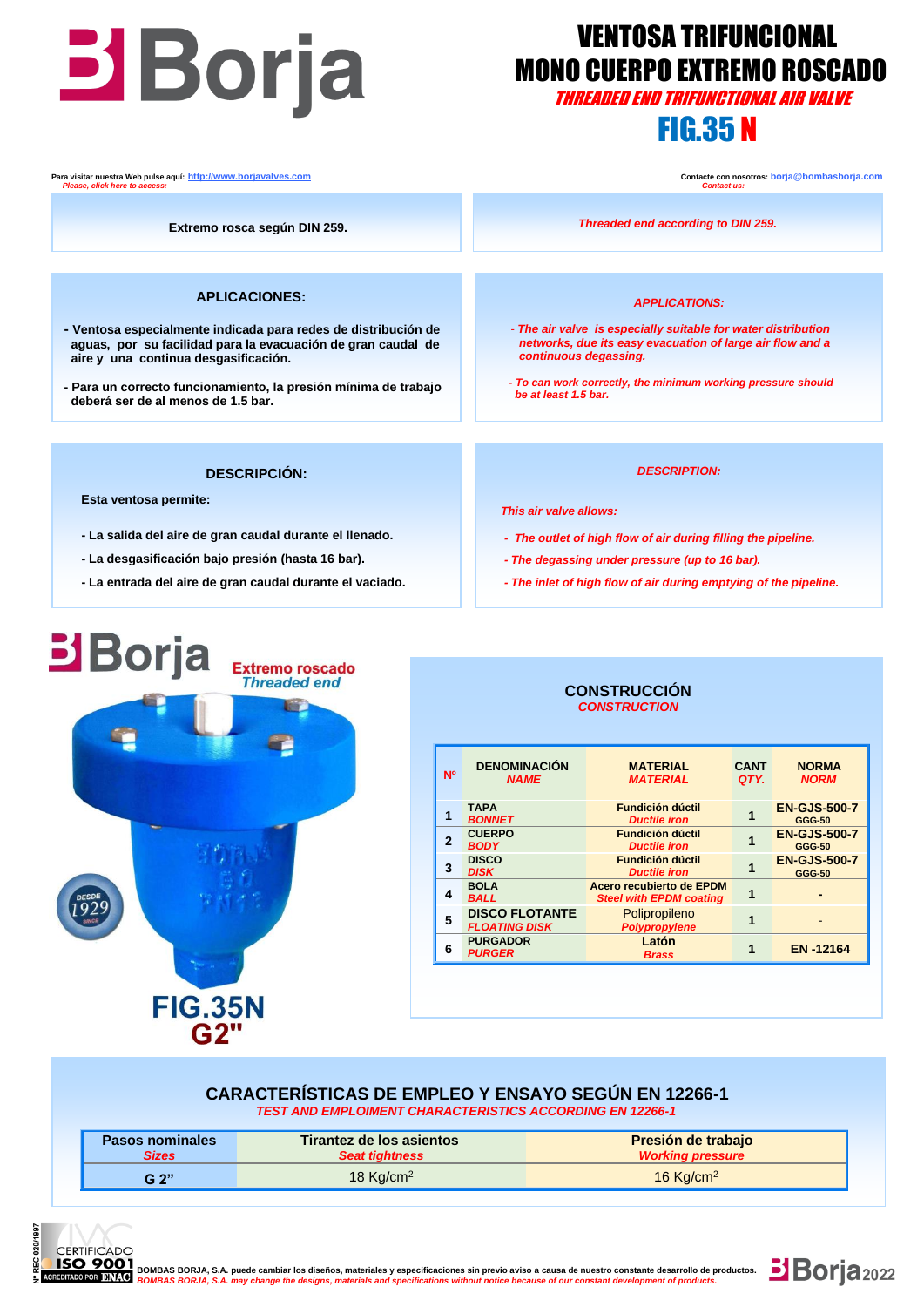# VENTOSA TRIFUNCIONAL MONO CUERPO EXTREMO ROSCADO

*THREADED END TRIFUNCTIONAL AIR VALVE*

## FIG.35 N

Para visitar nuestra Web pulse aquí: http://www.borjavalves.com
*Please, click here to access:*

Contacte con nosotros: borja@bombasborja.com
*Contact us:*

Extremo rosca según DIN 259.

*Threaded end according to DIN 259.*

### APLICACIONES:

- Ventosa especialmente indicada para redes de distribución de aguas, por su facilidad para la evacuación de gran caudal de aire y una continua desgasificación.
- Para un correcto funcionamiento, la presión mínima de trabajo deberá ser de al menos de 1.5 bar.

### *APPLICATIONS:*

- *The air valve is especially suitable for water distribution networks, due its easy evacuation of large air flow and a continuous degassing.*
- *To can work correctly, the minimum working pressure should be at least 1.5 bar.*

### DESCRIPCIÓN:

Esta ventosa permite:

- La salida del aire de gran caudal durante el llenado.
- La desgasificación bajo presión (hasta 16 bar).
- La entrada del aire de gran caudal durante el vaciado.

### *DESCRIPTION:*

*This air valve allows:*

- *The outlet of high flow of air during filling the pipeline.*
- *The degassing under pressure (up to 16 bar).*
- *The inlet of high flow of air during emptying of the pipeline.*

Extremo roscado
*Threaded end*

FIG.35N
G2"

### CONSTRUCCIÓN
*CONSTRUCTION*

| Nº | DENOMINACIÓN *NAME* | MATERIAL *MATERIAL* | CANT *QTY.* | NORMA *NORM* |
|---|---|---|---|---|
| 1 | TAPA *BONNET* | Fundición dúctil *Ductile iron* | 1 | EN-GJS-500-7 GGG-50 |
| 2 | CUERPO *BODY* | Fundición dúctil *Ductile iron* | 1 | EN-GJS-500-7 GGG-50 |
| 3 | DISCO *DISK* | Fundición dúctil *Ductile iron* | 1 | EN-GJS-500-7 GGG-50 |
| 4 | BOLA *BALL* | Acero recubierto de EPDM *Steel with EPDM coating* | 1 | - |
| 5 | DISCO FLOTANTE *FLOATING DISK* | Polipropileno *Polypropylene* | 1 | - |
| 6 | PURGADOR *PURGER* | Latón *Brass* | 1 | EN -12164 |

### CARACTERÍSTICAS DE EMPLEO Y ENSAYO SEGÚN EN 12266-1
*TEST AND EMPLOIMENT CHARACTERISTICS ACCORDING EN 12266-1*

| Pasos nominales *Sizes* | Tirantez de los asientos *Seat tightness* | Presión de trabajo *Working pressure* |
|---|---|---|
| G 2" | 18 Kg/cm$^2$ | 16 Kg/cm$^2$ |

BOMBAS BORJA, S.A. puede cambiar los diseños, materiales y especificaciones sin previo aviso a causa de nuestro constante desarrollo de productos.
*BOMBAS BORJA, S.A. may change the designs, materials and specifications without notice because of our constant development of products.*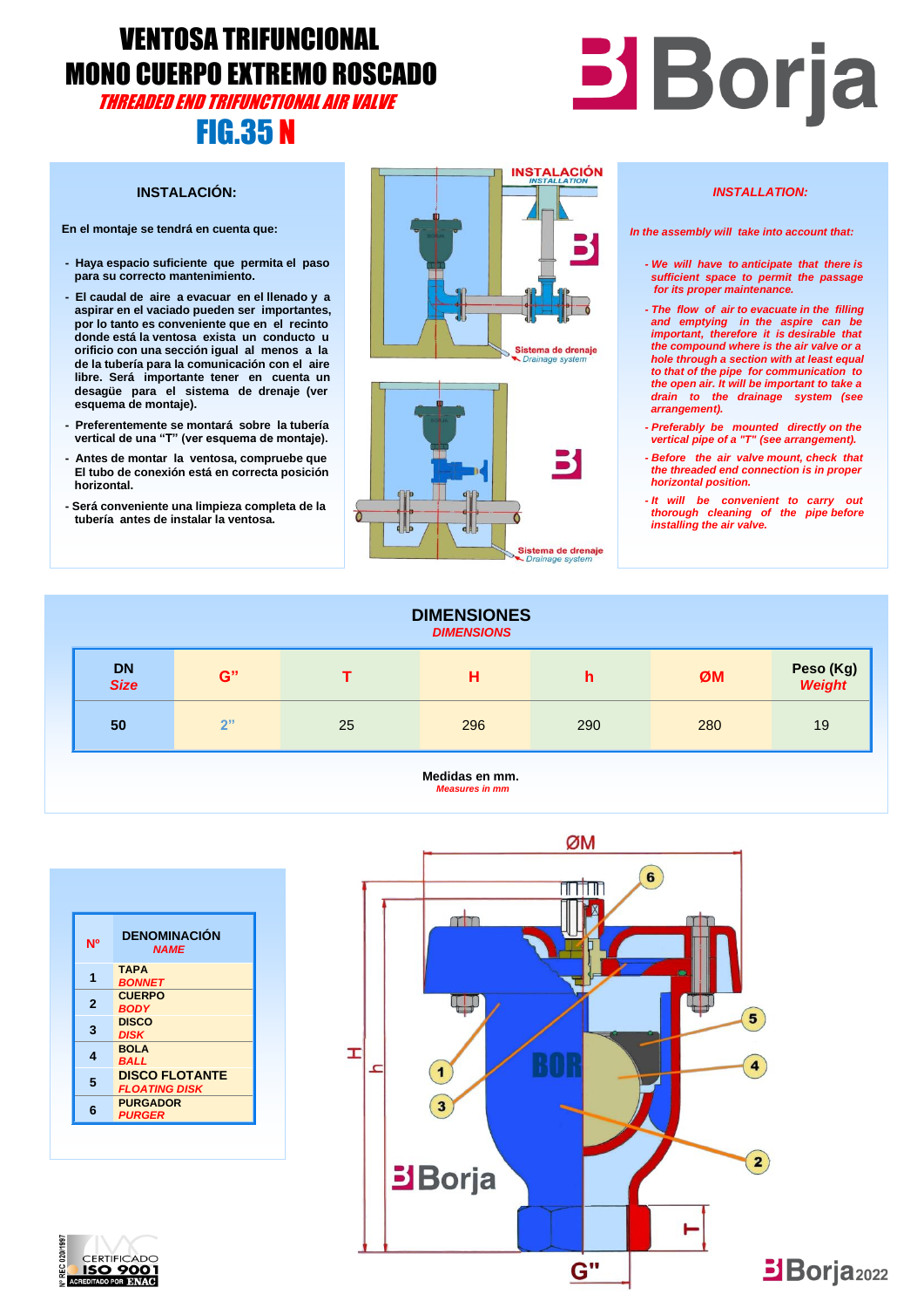# VENTOSA TRIFUNCIONAL MONO CUERPO EXTREMO ROSCADO

*THREADED END TRIFUNCTIONAL AIR VALVE*

## FIG.35 N

### INSTALACIÓN:

En el montaje se tendrá en cuenta que:

- Haya espacio suficiente que permita el paso para su correcto mantenimiento.
- El caudal de aire a evacuar en el llenado y a aspirar en el vaciado pueden ser importantes, por lo tanto es conveniente que en el recinto donde está la ventosa exista un conducto u orificio con una sección igual al menos a la de la tubería para la comunicación con el aire libre. Será importante tener en cuenta un desagüe para el sistema de drenaje (ver esquema de montaje).
- Preferentemente se montará sobre la tubería vertical de una "T" (ver esquema de montaje).
- Antes de montar la ventosa, compruebe que El tubo de conexión está en correcta posición horizontal.
- Será conveniente una limpieza completa de la tubería antes de instalar la ventosa.

INSTALACIÓN
*INSTALLATION*

Sistema de drenaje
*Drainage system*

Sistema de drenaje
*Drainage system*

### *INSTALLATION:*

*In the assembly will take into account that:*

- *We will have to anticipate that there is sufficient space to permit the passage for its proper maintenance.*
- *The flow of air to evacuate in the filling and emptying in the aspire can be important, therefore it is desirable that the compound where is the air valve or a hole through a section with at least equal to that of the pipe for communication to the open air. It will be important to take a drain to the drainage system (see arrangement).*
- *Preferably be mounted directly on the vertical pipe of a "T" (see arrangement).*
- *Before the air valve mount, check that the threaded end connection is in proper horizontal position.*
- *It will be convenient to carry out thorough cleaning of the pipe before installing the air valve.*

## DIMENSIONES
*DIMENSIONS*

| DN *Size* | G" | T | H | h | ØM | Peso (Kg) *Weight* |
|---|---|---|---|---|---|---|
| 50 | 2" | 25 | 296 | 290 | 280 | 19 |

Medidas en mm.
*Measures in mm*

| Nº | DENOMINACIÓN *NAME* |
|---|---|
| 1 | TAPA *BONNET* |
| 2 | CUERPO *BODY* |
| 3 | DISCO *DISK* |
| 4 | BOLA *BALL* |
| 5 | DISCO FLOTANTE *FLOATING DISK* |
| 6 | PURGADOR *PURGER* |

ØM
H
h
T
G"